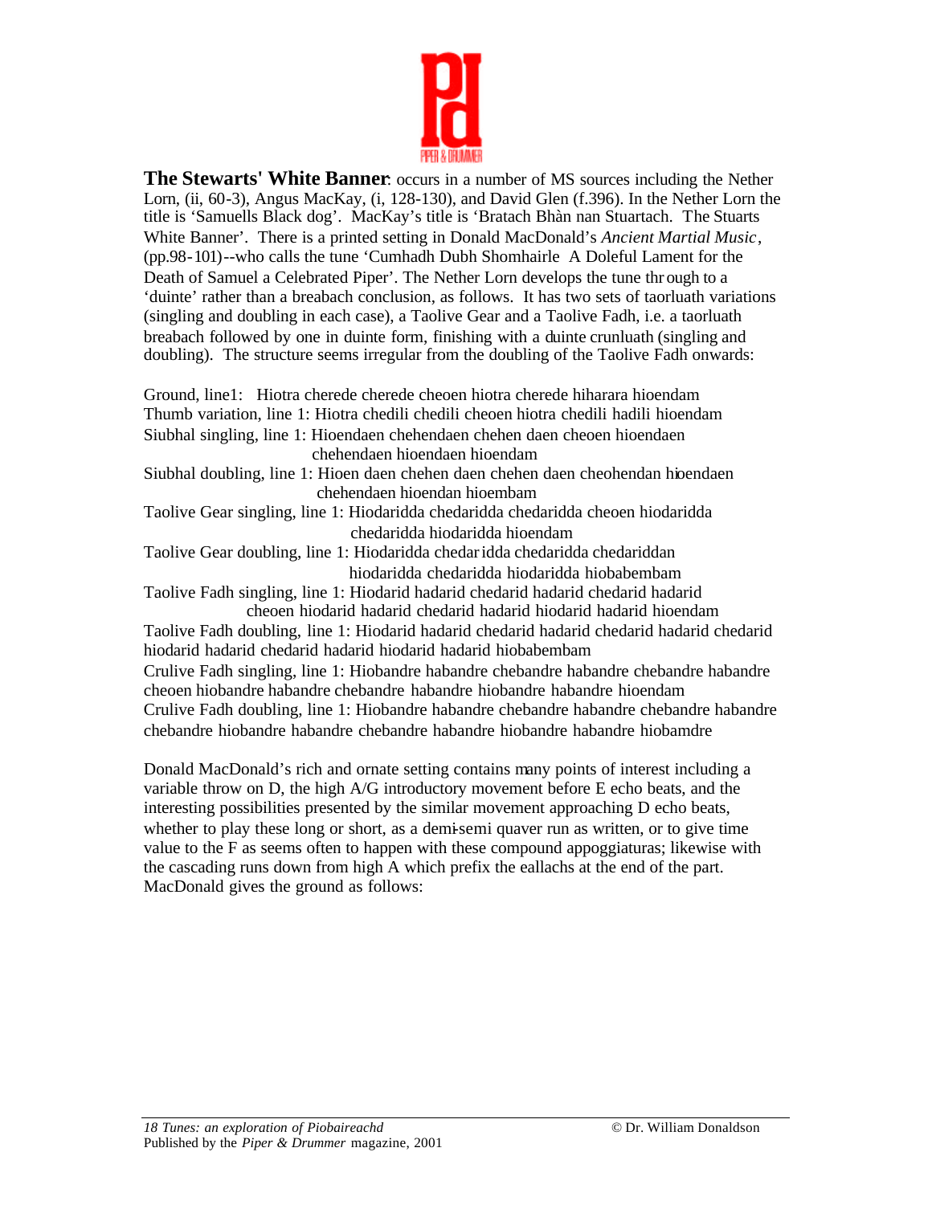**The Stewarts' White Banner**: occurs in a number of MS sources including the Nether Lorn, (ii, 60-3), Angus MacKay, (i, 128-130), and David Glen (f.396). In the Nether Lorn the title is 'Samuells Black dog'. MacKay's title is 'Bratach Bhàn nan Stuartach. The Stuarts White Banner'. There is a printed setting in Donald MacDonald's *Ancient Martial Music*, (pp.98-101)--who calls the tune 'Cumhadh Dubh Shomhairle A Doleful Lament for the Death of Samuel a Celebrated Piper'. The Nether Lorn develops the tune through to a 'duinte' rather than a breabach conclusion, as follows. It has two sets of taorluath variations (singling and doubling in each case), a Taolive Gear and a Taolive Fadh, i.e. a taorluath breabach followed by one in duinte form, finishing with a duinte crunluath (singling and doubling). The structure seems irregular from the doubling of the Taolive Fadh onwards:

Ground, line1: Hiotra cherede cherede cheoen hiotra cherede hiharara hioendam
Thumb variation, line 1: Hiotra chedili chedili cheoen hiotra chedili hadili hioendam
Siubhal singling, line 1: Hioendaen chehendaen chehen daen cheoen hioendaen chehendaen hioendaen hioendam
Siubhal doubling, line 1: Hioen daen chehen daen chehen daen cheohendan hioendaen chehendaen hioendan hioembam
Taolive Gear singling, line 1: Hiodaridda chedaridda chedaridda cheoen hiodaridda chedaridda hiodaridda hioendam
Taolive Gear doubling, line 1: Hiodaridda chedaridda chedaridda chedariddan hiodaridda chedaridda hiodaridda hiobabembam
Taolive Fadh singling, line 1: Hiodarid hadarid chedarid hadarid chedarid hadarid cheoen hiodarid hadarid chedarid hadarid hiodarid hadarid hioendam
Taolive Fadh doubling, line 1: Hiodarid hadarid chedarid hadarid chedarid hadarid chedarid hiodarid hadarid chedarid hadarid hiodarid hadarid hiobabembam
Crulive Fadh singling, line 1: Hiobandre habandre chebandre habandre chebandre habandre cheoen hiobandre habandre chebandre habandre hiobandre habandre hioendam
Crulive Fadh doubling, line 1: Hiobandre habandre chebandre habandre chebandre habandre chebandre hiobandre habandre chebandre habandre hiobandre habandre hiobamdre

Donald MacDonald's rich and ornate setting contains many points of interest including a variable throw on D, the high A/G introductory movement before E echo beats, and the interesting possibilities presented by the similar movement approaching D echo beats, whether to play these long or short, as a demi-semi quaver run as written, or to give time value to the F as seems often to happen with these compound appoggiaturas; likewise with the cascading runs down from high A which prefix the eallachs at the end of the part. MacDonald gives the ground as follows: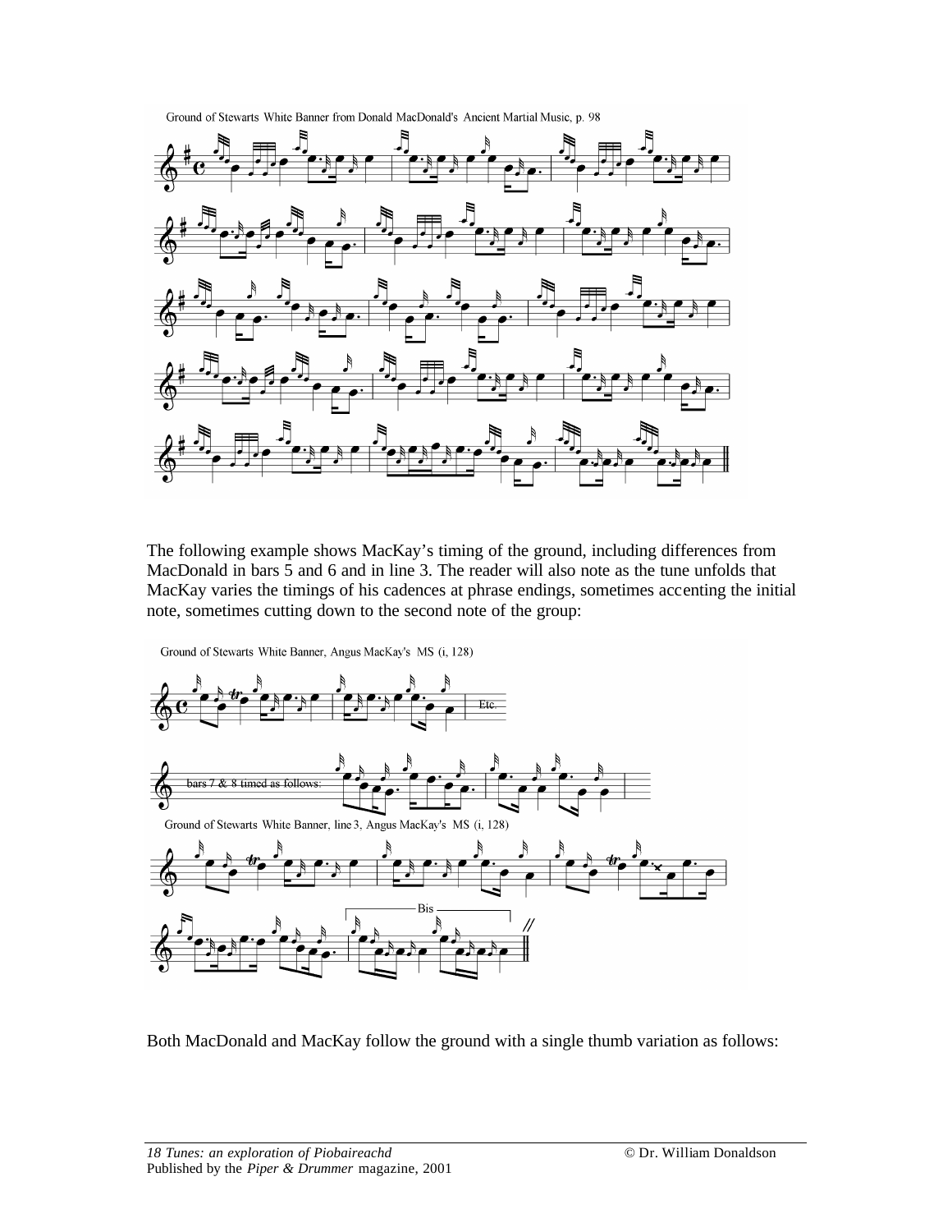Ground of Stewarts White Banner from Donald MacDonald's Ancient Martial Music, p. 98

The following example shows MacKay's timing of the ground, including differences from MacDonald in bars 5 and 6 and in line 3. The reader will also note as the tune unfolds that MacKay varies the timings of his cadences at phrase endings, sometimes accenting the initial note, sometimes cutting down to the second note of the group:

Ground of Stewarts White Banner, Angus MacKay's MS (i, 128)

Etc.

bars 7 & 8 timed as follows:

Ground of Stewarts White Banner, line 3, Angus MacKay's MS (i, 128)

Bis

Both MacDonald and MacKay follow the ground with a single thumb variation as follows: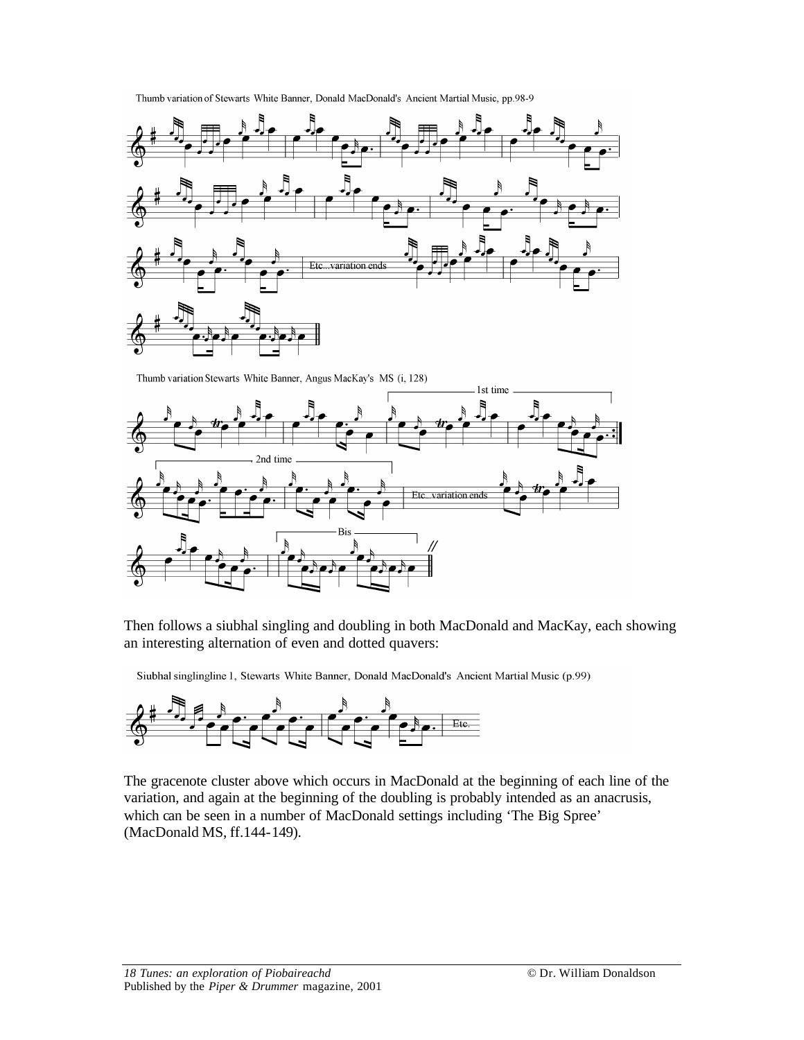Thumb variation of Stewarts White Banner, Donald MacDonald's Ancient Martial Music, pp.98-9

Thumb variation Stewarts White Banner, Angus MacKay's MS (i, 128)

Then follows a siubhal singling and doubling in both MacDonald and MacKay, each showing an interesting alternation of even and dotted quavers:

Siubhal singlingline 1, Stewarts White Banner, Donald MacDonald's Ancient Martial Music (p.99)

The gracenote cluster above which occurs in MacDonald at the beginning of each line of the variation, and again at the beginning of the doubling is probably intended as an anacrusis, which can be seen in a number of MacDonald settings including 'The Big Spree' (MacDonald MS, ff.144-149).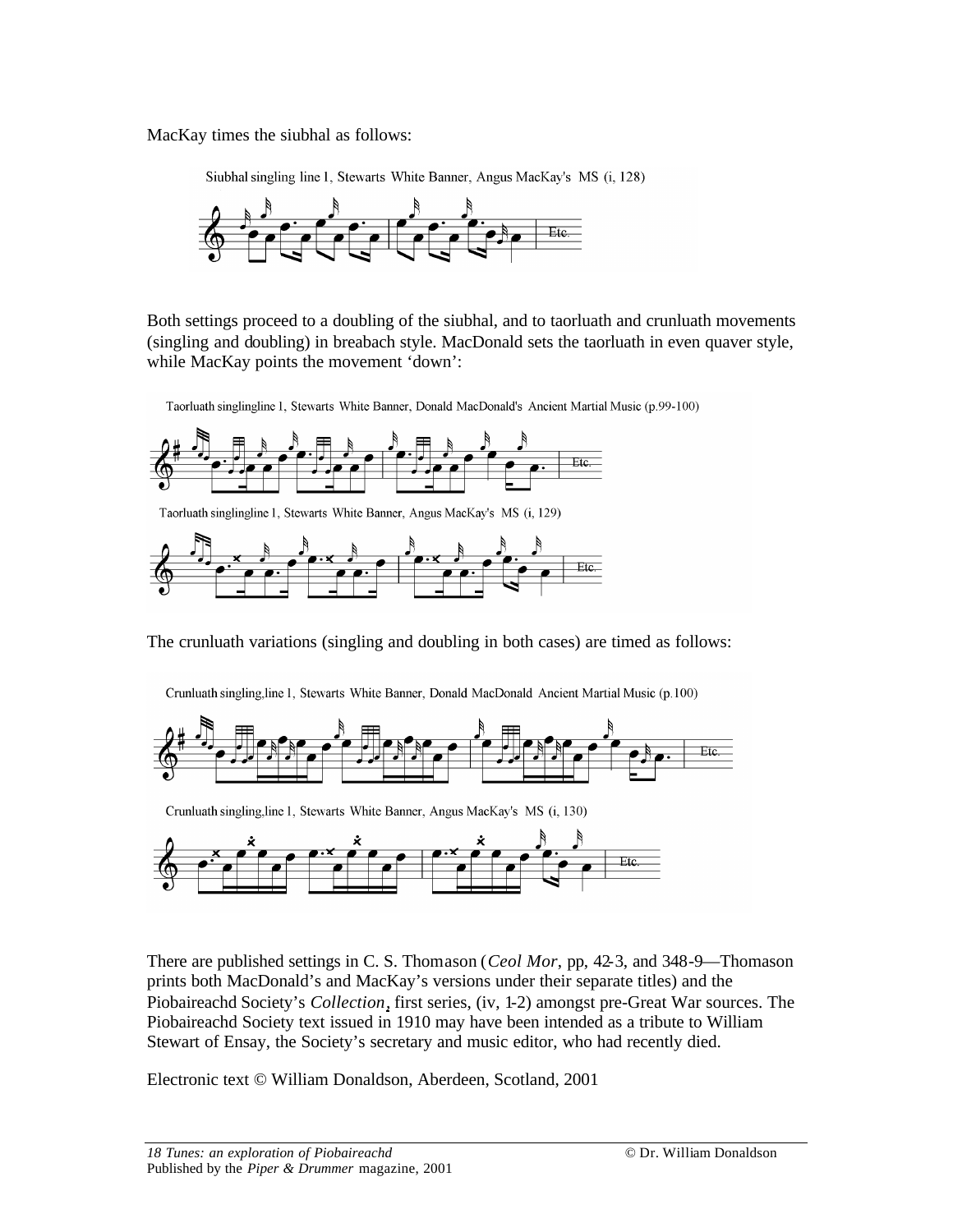MacKay times the siubhal as follows:

Siubhal singling line 1, Stewarts White Banner, Angus MacKay's MS (i, 128)

Both settings proceed to a doubling of the siubhal, and to taorluath and crunluath movements (singling and doubling) in breabach style. MacDonald sets the taorluath in even quaver style, while MacKay points the movement 'down':

Taorluath singlingline 1, Stewarts White Banner, Donald MacDonald's Ancient Martial Music (p.99-100)

Taorluath singlingline 1, Stewarts White Banner, Angus MacKay's MS (i, 129)

The crunluath variations (singling and doubling in both cases) are timed as follows:

Crunluath singling,line 1, Stewarts White Banner, Donald MacDonald Ancient Martial Music (p.100)

Crunluath singling,line 1, Stewarts White Banner, Angus MacKay's MS (i, 130)

There are published settings in C. S. Thomason (*Ceol Mor*, pp, 42-3, and 348-9—Thomason prints both MacDonald's and MacKay's versions under their separate titles) and the Piobaireachd Society's *Collection*, first series, (iv, 1-2) amongst pre-Great War sources. The Piobaireachd Society text issued in 1910 may have been intended as a tribute to William Stewart of Ensay, the Society's secretary and music editor, who had recently died.

Electronic text © William Donaldson, Aberdeen, Scotland, 2001